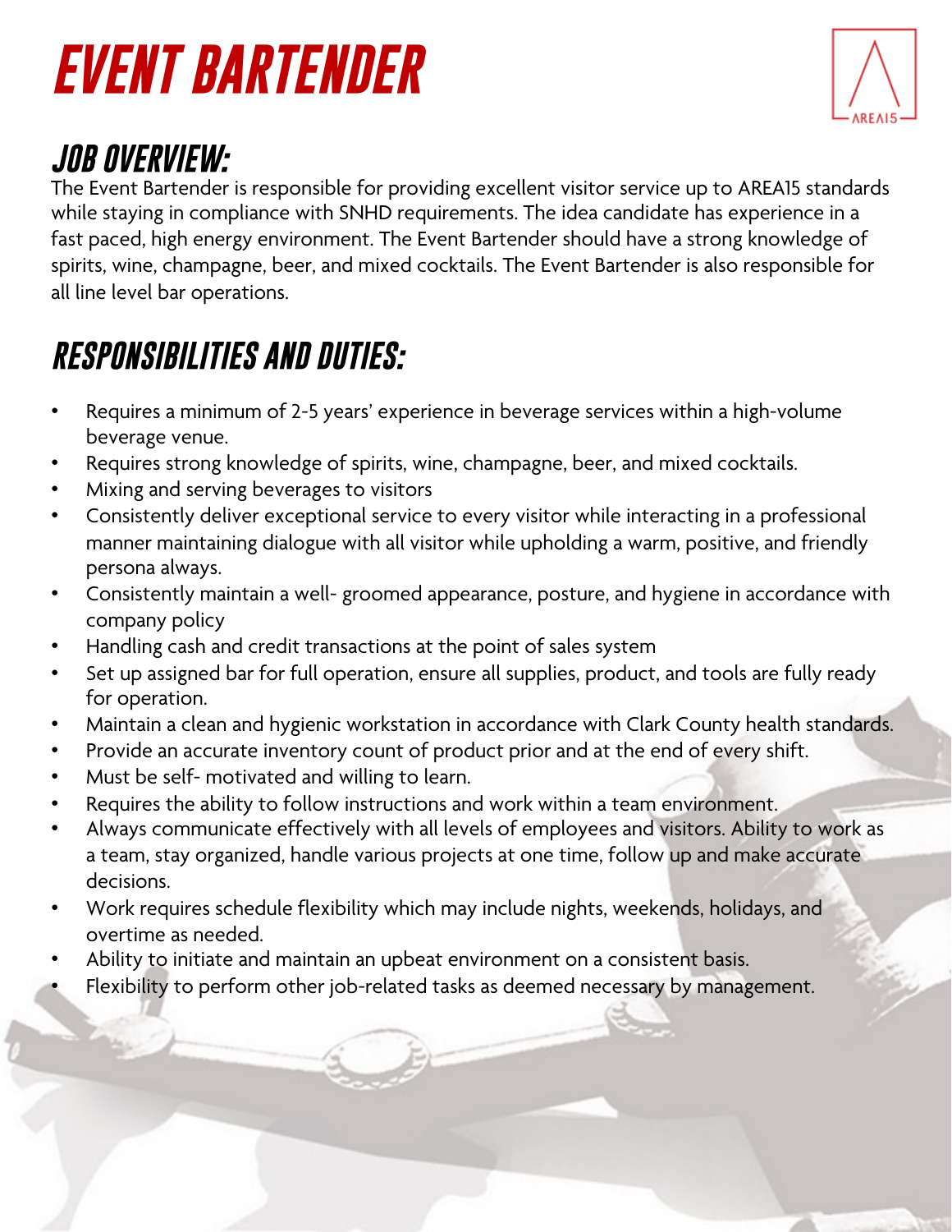# EVENT BARTENDER

AREA15

## JOB OVERVIEW:

The Event Bartender is responsible for providing excellent visitor service up to AREA15 standards while staying in compliance with SNHD requirements. The idea candidate has experience in a fast paced, high energy environment. The Event Bartender should have a strong knowledge of spirits, wine, champagne, beer, and mixed cocktails. The Event Bartender is also responsible for all line level bar operations.

## RESPONSIBILITIES AND DUTIES:

- Requires a minimum of 2-5 years' experience in beverage services within a high-volume beverage venue.
- Requires strong knowledge of spirits, wine, champagne, beer, and mixed cocktails.
- Mixing and serving beverages to visitors
- Consistently deliver exceptional service to every visitor while interacting in a professional manner maintaining dialogue with all visitor while upholding a warm, positive, and friendly persona always.
- Consistently maintain a well- groomed appearance, posture, and hygiene in accordance with company policy
- Handling cash and credit transactions at the point of sales system
- Set up assigned bar for full operation, ensure all supplies, product, and tools are fully ready for operation.
- Maintain a clean and hygienic workstation in accordance with Clark County health standards.
- Provide an accurate inventory count of product prior and at the end of every shift.
- Must be self- motivated and willing to learn.
- Requires the ability to follow instructions and work within a team environment.
- Always communicate effectively with all levels of employees and visitors. Ability to work as a team, stay organized, handle various projects at one time, follow up and make accurate decisions.
- Work requires schedule flexibility which may include nights, weekends, holidays, and overtime as needed.
- Ability to initiate and maintain an upbeat environment on a consistent basis.
- Flexibility to perform other job-related tasks as deemed necessary by management.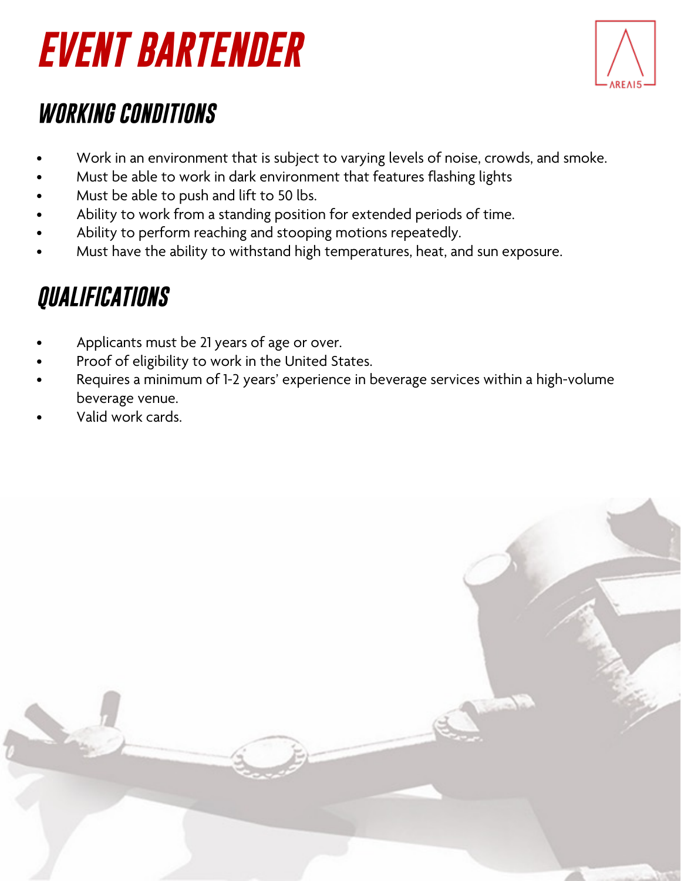# EVENT BARTENDER

## WORKING CONDITIONS

- Work in an environment that is subject to varying levels of noise, crowds, and smoke.
- Must be able to work in dark environment that features flashing lights
- Must be able to push and lift to 50 lbs.
- Ability to work from a standing position for extended periods of time.
- Ability to perform reaching and stooping motions repeatedly.
- Must have the ability to withstand high temperatures, heat, and sun exposure.

## QUALIFICATIONS

- Applicants must be 21 years of age or over.
- Proof of eligibility to work in the United States.
- Requires a minimum of 1-2 years' experience in beverage services within a high-volume beverage venue.
- Valid work cards.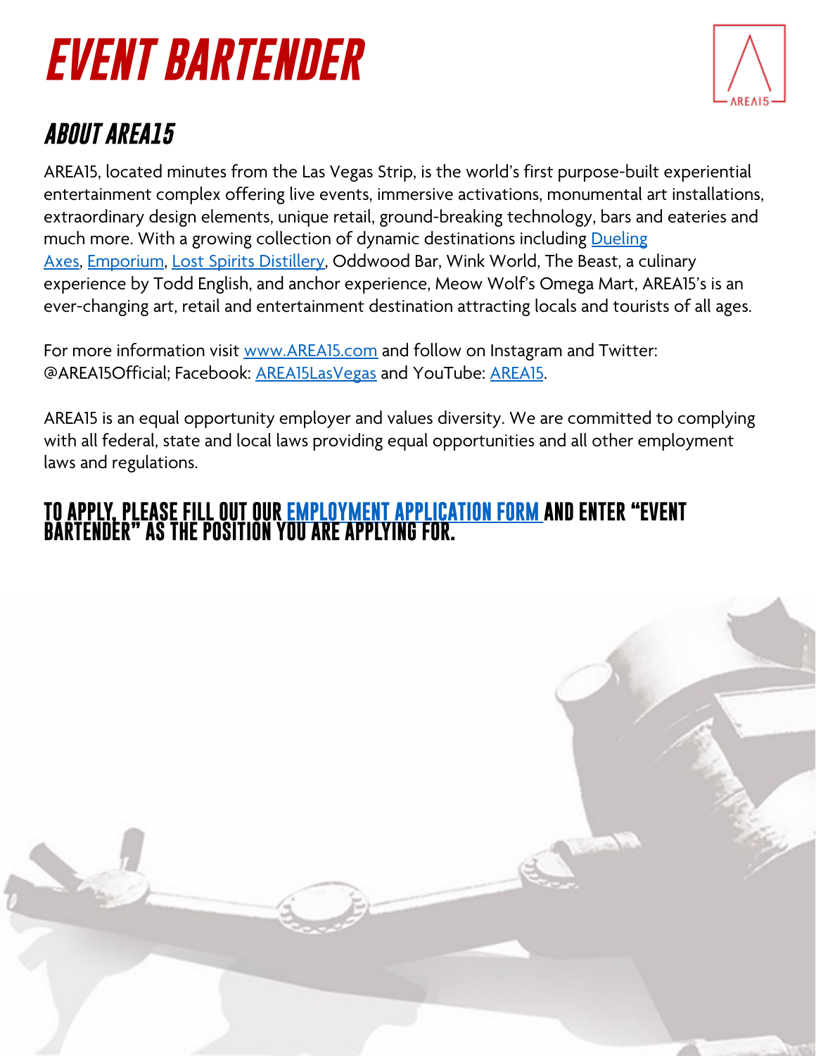# EVENT BARTENDER

AREA15

## ABOUT AREA15

AREA15, located minutes from the Las Vegas Strip, is the world's first purpose-built experiential entertainment complex offering live events, immersive activations, monumental art installations, extraordinary design elements, unique retail, ground-breaking technology, bars and eateries and much more. With a growing collection of dynamic destinations including Dueling Axes, Emporium, Lost Spirits Distillery, Oddwood Bar, Wink World, The Beast, a culinary experience by Todd English, and anchor experience, Meow Wolf's Omega Mart, AREA15's is an ever-changing art, retail and entertainment destination attracting locals and tourists of all ages.

For more information visit www.AREA15.com and follow on Instagram and Twitter: @AREA15Official; Facebook: AREA15LasVegas and YouTube: AREA15.

AREA15 is an equal opportunity employer and values diversity. We are committed to complying with all federal, state and local laws providing equal opportunities and all other employment laws and regulations.

**TO APPLY, PLEASE FILL OUT OUR EMPLOYMENT APPLICATION FORM AND ENTER "EVENT BARTENDER" AS THE POSITION YOU ARE APPLYING FOR.**